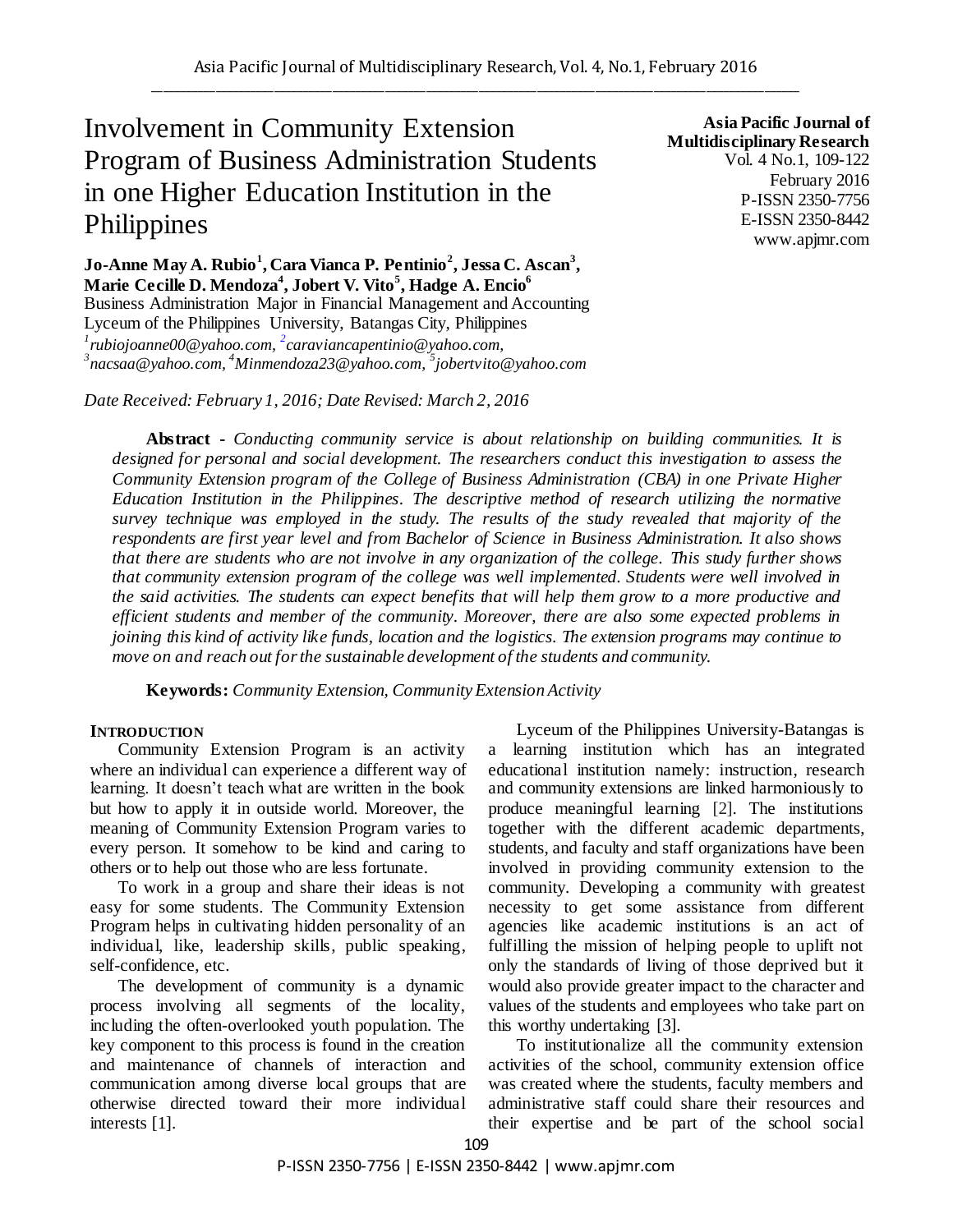# Involvement in Community Extension Program of Business Administration Students in one Higher Education Institution in the Philippines

**Asia Pacific Journal of Multidisciplinary Research**
Vol. 4 No.1, 109-122
February 2016
P-ISSN 2350-7756
E-ISSN 2350-8442
www.apjmr.com

**Jo-Anne May A. Rubio[1], Cara Vianca P. Pentinio[2], Jessa C. Ascan[3], Marie Cecille D. Mendoza[4], Jobert V. Vito[5], Hadge A. Encio[6]**

Business Administration Major in Financial Management and Accounting
Lyceum of the Philippines University, Batangas City, Philippines
*[1]rubiojoanne00@yahoo.com, [2]caraviancapentinio@yahoo.com, [3]nacsaa@yahoo.com, [4]Minmendoza23@yahoo.com, [5]jobertvito@yahoo.com*

*Date Received: February 1, 2016; Date Revised: March 2, 2016*

**Abstract -** *Conducting community service is about relationship on building communities. It is designed for personal and social development. The researchers conduct this investigation to assess the Community Extension program of the College of Business Administration (CBA) in one Private Higher Education Institution in the Philippines. The descriptive method of research utilizing the normative survey technique was employed in the study. The results of the study revealed that majority of the respondents are first year level and from Bachelor of Science in Business Administration. It also shows that there are students who are not involve in any organization of the college. This study further shows that community extension program of the college was well implemented. Students were well involved in the said activities. The students can expect benefits that will help them grow to a more productive and efficient students and member of the community. Moreover, there are also some expected problems in joining this kind of activity like funds, location and the logistics. The extension programs may continue to move on and reach out for the sustainable development of the students and community.*

**Keywords:** *Community Extension, Community Extension Activity*

## INTRODUCTION

Community Extension Program is an activity where an individual can experience a different way of learning. It doesn't teach what are written in the book but how to apply it in outside world. Moreover, the meaning of Community Extension Program varies to every person. It somehow to be kind and caring to others or to help out those who are less fortunate.

To work in a group and share their ideas is not easy for some students. The Community Extension Program helps in cultivating hidden personality of an individual, like, leadership skills, public speaking, self-confidence, etc.

The development of community is a dynamic process involving all segments of the locality, including the often-overlooked youth population. The key component to this process is found in the creation and maintenance of channels of interaction and communication among diverse local groups that are otherwise directed toward their more individual interests [1].

Lyceum of the Philippines University-Batangas is a learning institution which has an integrated educational institution namely: instruction, research and community extensions are linked harmoniously to produce meaningful learning [2]. The institutions together with the different academic departments, students, and faculty and staff organizations have been involved in providing community extension to the community. Developing a community with greatest necessity to get some assistance from different agencies like academic institutions is an act of fulfilling the mission of helping people to uplift not only the standards of living of those deprived but it would also provide greater impact to the character and values of the students and employees who take part on this worthy undertaking [3].

To institutionalize all the community extension activities of the school, community extension office was created where the students, faculty members and administrative staff could share their resources and their expertise and be part of the school social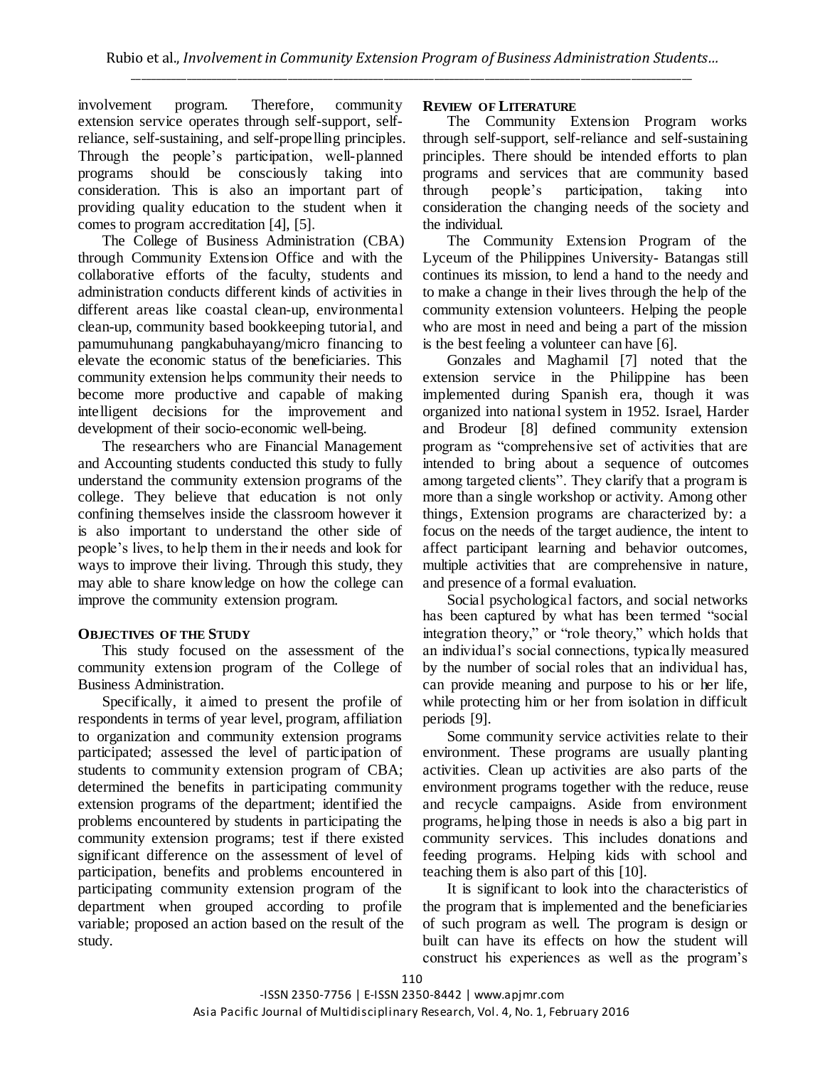involvement program. Therefore, community extension service operates through self-support, self-reliance, self-sustaining, and self-propelling principles. Through the people's participation, well-planned programs should be consciously taking into consideration. This is also an important part of providing quality education to the student when it comes to program accreditation [4], [5].

The College of Business Administration (CBA) through Community Extension Office and with the collaborative efforts of the faculty, students and administration conducts different kinds of activities in different areas like coastal clean-up, environmental clean-up, community based bookkeeping tutorial, and pamumuhunang pangkabuhayang/micro financing to elevate the economic status of the beneficiaries. This community extension helps community their needs to become more productive and capable of making intelligent decisions for the improvement and development of their socio-economic well-being.

The researchers who are Financial Management and Accounting students conducted this study to fully understand the community extension programs of the college. They believe that education is not only confining themselves inside the classroom however it is also important to understand the other side of people's lives, to help them in their needs and look for ways to improve their living. Through this study, they may able to share knowledge on how the college can improve the community extension program.

## OBJECTIVES OF THE STUDY

This study focused on the assessment of the community extension program of the College of Business Administration.

Specifically, it aimed to present the profile of respondents in terms of year level, program, affiliation to organization and community extension programs participated; assessed the level of participation of students to community extension program of CBA; determined the benefits in participating community extension programs of the department; identified the problems encountered by students in participating the community extension programs; test if there existed significant difference on the assessment of level of participation, benefits and problems encountered in participating community extension program of the department when grouped according to profile variable; proposed an action based on the result of the study.

## REVIEW OF LITERATURE

The Community Extension Program works through self-support, self-reliance and self-sustaining principles. There should be intended efforts to plan programs and services that are community based through people's participation, taking into consideration the changing needs of the society and the individual.

The Community Extension Program of the Lyceum of the Philippines University- Batangas still continues its mission, to lend a hand to the needy and to make a change in their lives through the help of the community extension volunteers. Helping the people who are most in need and being a part of the mission is the best feeling a volunteer can have [6].

Gonzales and Maghamil [7] noted that the extension service in the Philippine has been implemented during Spanish era, though it was organized into national system in 1952. Israel, Harder and Brodeur [8] defined community extension program as "comprehensive set of activities that are intended to bring about a sequence of outcomes among targeted clients". They clarify that a program is more than a single workshop or activity. Among other things, Extension programs are characterized by: a focus on the needs of the target audience, the intent to affect participant learning and behavior outcomes, multiple activities that are comprehensive in nature, and presence of a formal evaluation.

Social psychological factors, and social networks has been captured by what has been termed "social integration theory," or "role theory," which holds that an individual's social connections, typically measured by the number of social roles that an individual has, can provide meaning and purpose to his or her life, while protecting him or her from isolation in difficult periods [9].

Some community service activities relate to their environment. These programs are usually planting activities. Clean up activities are also parts of the environment programs together with the reduce, reuse and recycle campaigns. Aside from environment programs, helping those in needs is also a big part in community services. This includes donations and feeding programs. Helping kids with school and teaching them is also part of this [10].

It is significant to look into the characteristics of the program that is implemented and the beneficiaries of such program as well. The program is design or built can have its effects on how the student will construct his experiences as well as the program's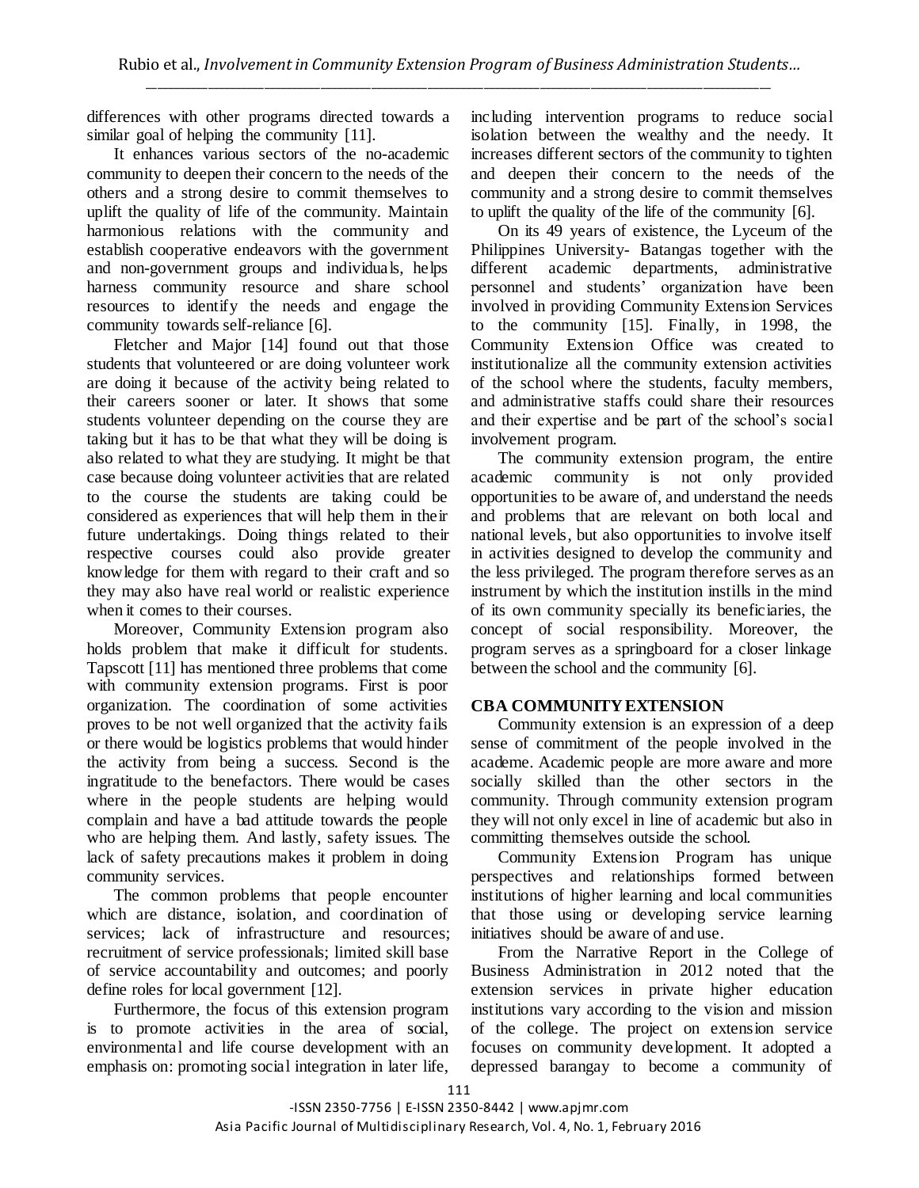differences with other programs directed towards a similar goal of helping the community [11].

It enhances various sectors of the no-academic community to deepen their concern to the needs of the others and a strong desire to commit themselves to uplift the quality of life of the community. Maintain harmonious relations with the community and establish cooperative endeavors with the government and non-government groups and individuals, helps harness community resource and share school resources to identify the needs and engage the community towards self-reliance [6].

Fletcher and Major [14] found out that those students that volunteered or are doing volunteer work are doing it because of the activity being related to their careers sooner or later. It shows that some students volunteer depending on the course they are taking but it has to be that what they will be doing is also related to what they are studying. It might be that case because doing volunteer activities that are related to the course the students are taking could be considered as experiences that will help them in their future undertakings. Doing things related to their respective courses could also provide greater knowledge for them with regard to their craft and so they may also have real world or realistic experience when it comes to their courses.

Moreover, Community Extension program also holds problem that make it difficult for students. Tapscott [11] has mentioned three problems that come with community extension programs. First is poor organization. The coordination of some activities proves to be not well organized that the activity fails or there would be logistics problems that would hinder the activity from being a success. Second is the ingratitude to the benefactors. There would be cases where in the people students are helping would complain and have a bad attitude towards the people who are helping them. And lastly, safety issues. The lack of safety precautions makes it problem in doing community services.

The common problems that people encounter which are distance, isolation, and coordination of services; lack of infrastructure and resources; recruitment of service professionals; limited skill base of service accountability and outcomes; and poorly define roles for local government [12].

Furthermore, the focus of this extension program is to promote activities in the area of social, environmental and life course development with an emphasis on: promoting social integration in later life, including intervention programs to reduce social isolation between the wealthy and the needy. It increases different sectors of the community to tighten and deepen their concern to the needs of the community and a strong desire to commit themselves to uplift the quality of the life of the community [6].

On its 49 years of existence, the Lyceum of the Philippines University- Batangas together with the different academic departments, administrative personnel and students' organization have been involved in providing Community Extension Services to the community [15]. Finally, in 1998, the Community Extension Office was created to institutionalize all the community extension activities of the school where the students, faculty members, and administrative staffs could share their resources and their expertise and be part of the school's social involvement program.

The community extension program, the entire academic community is not only provided opportunities to be aware of, and understand the needs and problems that are relevant on both local and national levels, but also opportunities to involve itself in activities designed to develop the community and the less privileged. The program therefore serves as an instrument by which the institution instills in the mind of its own community specially its beneficiaries, the concept of social responsibility. Moreover, the program serves as a springboard for a closer linkage between the school and the community [6].

## CBA COMMUNITY EXTENSION

Community extension is an expression of a deep sense of commitment of the people involved in the academe. Academic people are more aware and more socially skilled than the other sectors in the community. Through community extension program they will not only excel in line of academic but also in committing themselves outside the school.

Community Extension Program has unique perspectives and relationships formed between institutions of higher learning and local communities that those using or developing service learning initiatives should be aware of and use.

From the Narrative Report in the College of Business Administration in 2012 noted that the extension services in private higher education institutions vary according to the vision and mission of the college. The project on extension service focuses on community development. It adopted a depressed barangay to become a community of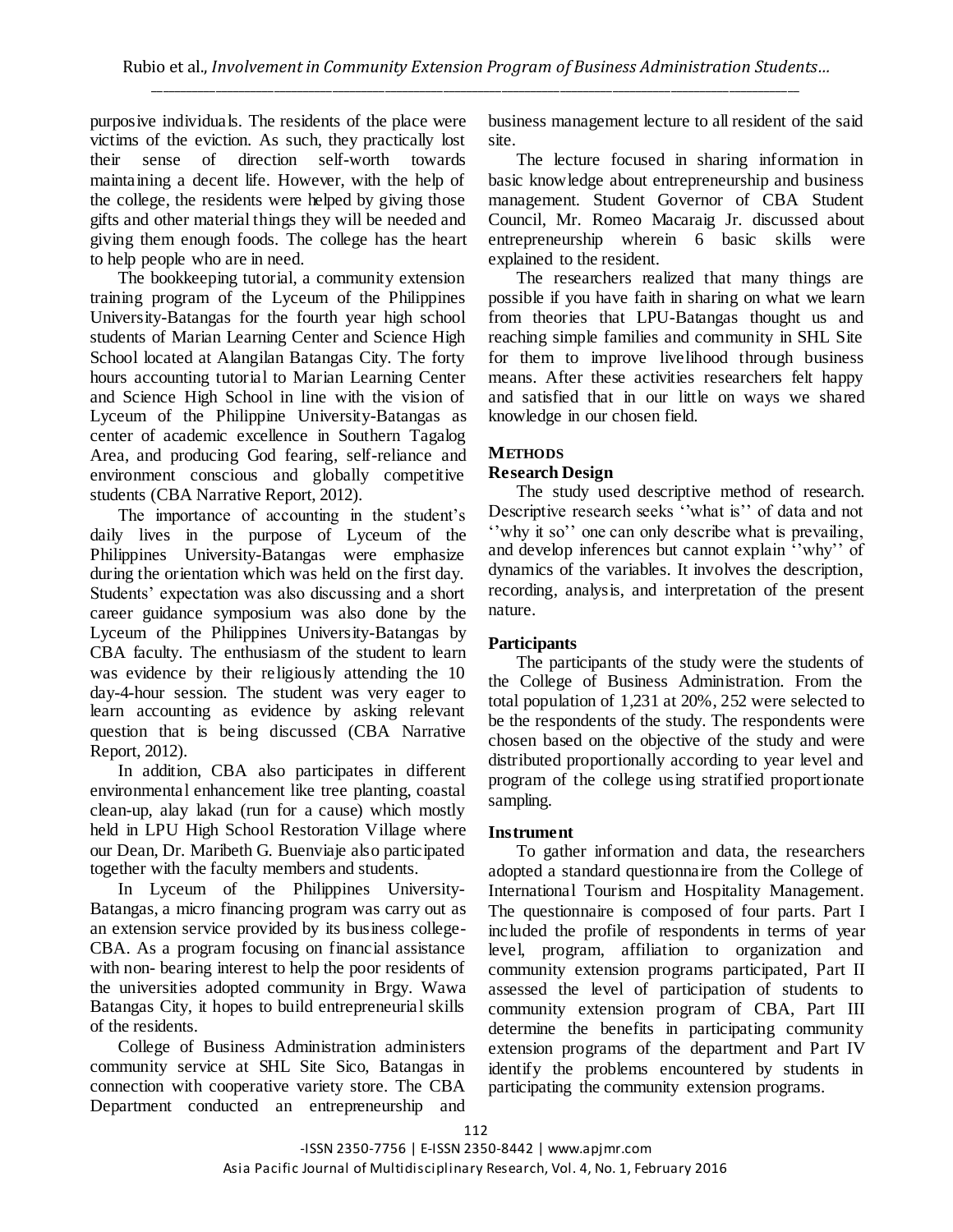purposive individuals. The residents of the place were victims of the eviction. As such, they practically lost their sense of direction self-worth towards maintaining a decent life. However, with the help of the college, the residents were helped by giving those gifts and other material things they will be needed and giving them enough foods. The college has the heart to help people who are in need.

The bookkeeping tutorial, a community extension training program of the Lyceum of the Philippines University-Batangas for the fourth year high school students of Marian Learning Center and Science High School located at Alangilan Batangas City. The forty hours accounting tutorial to Marian Learning Center and Science High School in line with the vision of Lyceum of the Philippine University-Batangas as center of academic excellence in Southern Tagalog Area, and producing God fearing, self-reliance and environment conscious and globally competitive students (CBA Narrative Report, 2012).

The importance of accounting in the student's daily lives in the purpose of Lyceum of the Philippines University-Batangas were emphasize during the orientation which was held on the first day. Students' expectation was also discussing and a short career guidance symposium was also done by the Lyceum of the Philippines University-Batangas by CBA faculty. The enthusiasm of the student to learn was evidence by their religiously attending the 10 day-4-hour session. The student was very eager to learn accounting as evidence by asking relevant question that is being discussed (CBA Narrative Report, 2012).

In addition, CBA also participates in different environmental enhancement like tree planting, coastal clean-up, alay lakad (run for a cause) which mostly held in LPU High School Restoration Village where our Dean, Dr. Maribeth G. Buenviaje also participated together with the faculty members and students.

In Lyceum of the Philippines University-Batangas, a micro financing program was carry out as an extension service provided by its business college-CBA. As a program focusing on financial assistance with non- bearing interest to help the poor residents of the universities adopted community in Brgy. Wawa Batangas City, it hopes to build entrepreneurial skills of the residents.

College of Business Administration administers community service at SHL Site Sico, Batangas in connection with cooperative variety store. The CBA Department conducted an entrepreneurship and business management lecture to all resident of the said site.

The lecture focused in sharing information in basic knowledge about entrepreneurship and business management. Student Governor of CBA Student Council, Mr. Romeo Macaraig Jr. discussed about entrepreneurship wherein 6 basic skills were explained to the resident.

The researchers realized that many things are possible if you have faith in sharing on what we learn from theories that LPU-Batangas thought us and reaching simple families and community in SHL Site for them to improve livelihood through business means. After these activities researchers felt happy and satisfied that in our little on ways we shared knowledge in our chosen field.

## METHODS

### Research Design

The study used descriptive method of research. Descriptive research seeks ''what is'' of data and not ''why it so'' one can only describe what is prevailing, and develop inferences but cannot explain ''why'' of dynamics of the variables. It involves the description, recording, analysis, and interpretation of the present nature.

### Participants

The participants of the study were the students of the College of Business Administration. From the total population of 1,231 at 20%, 252 were selected to be the respondents of the study. The respondents were chosen based on the objective of the study and were distributed proportionally according to year level and program of the college using stratified proportionate sampling.

### Instrument

To gather information and data, the researchers adopted a standard questionnaire from the College of International Tourism and Hospitality Management. The questionnaire is composed of four parts. Part I included the profile of respondents in terms of year level, program, affiliation to organization and community extension programs participated, Part II assessed the level of participation of students to community extension program of CBA, Part III determine the benefits in participating community extension programs of the department and Part IV identify the problems encountered by students in participating the community extension programs.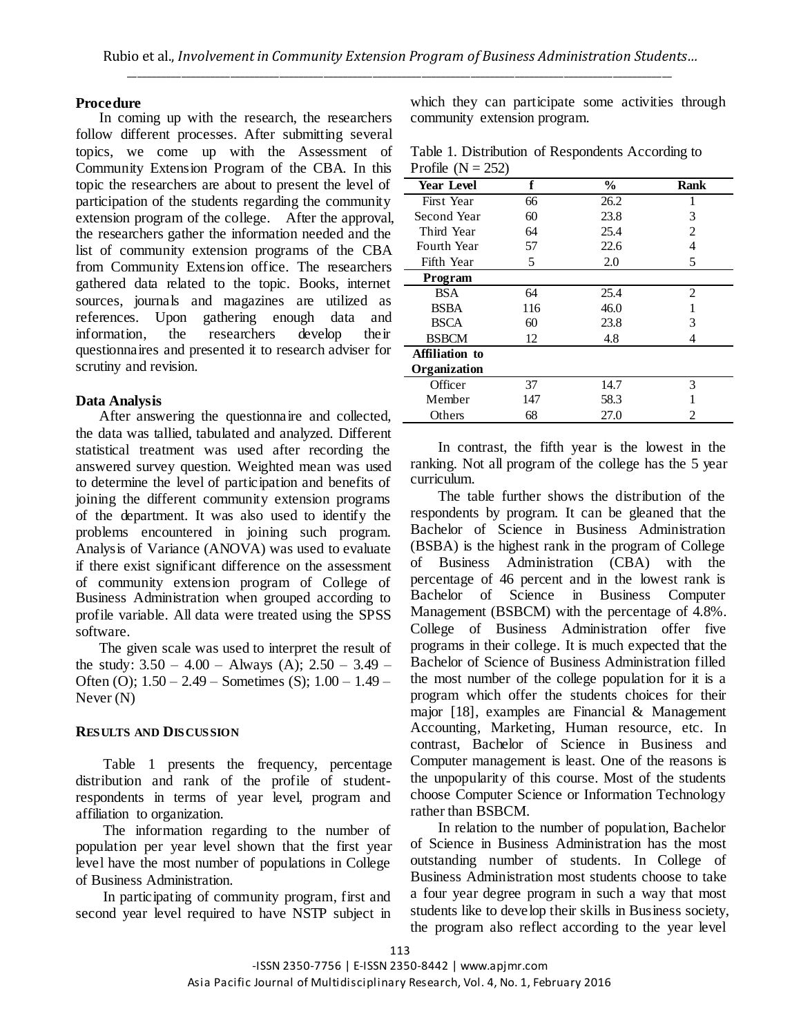### Procedure

In coming up with the research, the researchers follow different processes. After submitting several topics, we come up with the Assessment of Community Extension Program of the CBA. In this topic the researchers are about to present the level of participation of the students regarding the community extension program of the college. After the approval, the researchers gather the information needed and the list of community extension programs of the CBA from Community Extension office. The researchers gathered data related to the topic. Books, internet sources, journals and magazines are utilized as references. Upon gathering enough data and information, the researchers develop their questionnaires and presented it to research adviser for scrutiny and revision.

### Data Analysis

After answering the questionnaire and collected, the data was tallied, tabulated and analyzed. Different statistical treatment was used after recording the answered survey question. Weighted mean was used to determine the level of participation and benefits of joining the different community extension programs of the department. It was also used to identify the problems encountered in joining such program. Analysis of Variance (ANOVA) was used to evaluate if there exist significant difference on the assessment of community extension program of College of Business Administration when grouped according to profile variable. All data were treated using the SPSS software.

The given scale was used to interpret the result of the study: 3.50 – 4.00 – Always (A); 2.50 – 3.49 – Often (O); 1.50 – 2.49 – Sometimes (S); 1.00 – 1.49 – Never (N)

## RESULTS AND DISCUSSION

Table 1 presents the frequency, percentage distribution and rank of the profile of student-respondents in terms of year level, program and affiliation to organization.

The information regarding to the number of population per year level shown that the first year level have the most number of populations in College of Business Administration.

In participating of community program, first and second year level required to have NSTP subject in which they can participate some activities through community extension program.

Table 1. Distribution of Respondents According to Profile (N = 252)

| Year Level | f | % | Rank |
|---|---|---|---|
| First Year | 66 | 26.2 | 1 |
| Second Year | 60 | 23.8 | 3 |
| Third Year | 64 | 25.4 | 2 |
| Fourth Year | 57 | 22.6 | 4 |
| Fifth Year | 5 | 2.0 | 5 |
| **Program** | | | |
| BSA | 64 | 25.4 | 2 |
| BSBA | 116 | 46.0 | 1 |
| BSCA | 60 | 23.8 | 3 |
| BSBCM | 12 | 4.8 | 4 |
| **Affiliation to Organization** | | | |
| Officer | 37 | 14.7 | 3 |
| Member | 147 | 58.3 | 1 |
| Others | 68 | 27.0 | 2 |

In contrast, the fifth year is the lowest in the ranking. Not all program of the college has the 5 year curriculum.

The table further shows the distribution of the respondents by program. It can be gleaned that the Bachelor of Science in Business Administration (BSBA) is the highest rank in the program of College of Business Administration (CBA) with the percentage of 46 percent and in the lowest rank is Bachelor of Science in Business Computer Management (BSBCM) with the percentage of 4.8%. College of Business Administration offer five programs in their college. It is much expected that the Bachelor of Science of Business Administration filled the most number of the college population for it is a program which offer the students choices for their major [18], examples are Financial & Management Accounting, Marketing, Human resource, etc. In contrast, Bachelor of Science in Business and Computer management is least. One of the reasons is the unpopularity of this course. Most of the students choose Computer Science or Information Technology rather than BSBCM.

In relation to the number of population, Bachelor of Science in Business Administration has the most outstanding number of students. In College of Business Administration most students choose to take a four year degree program in such a way that most students like to develop their skills in Business society, the program also reflect according to the year level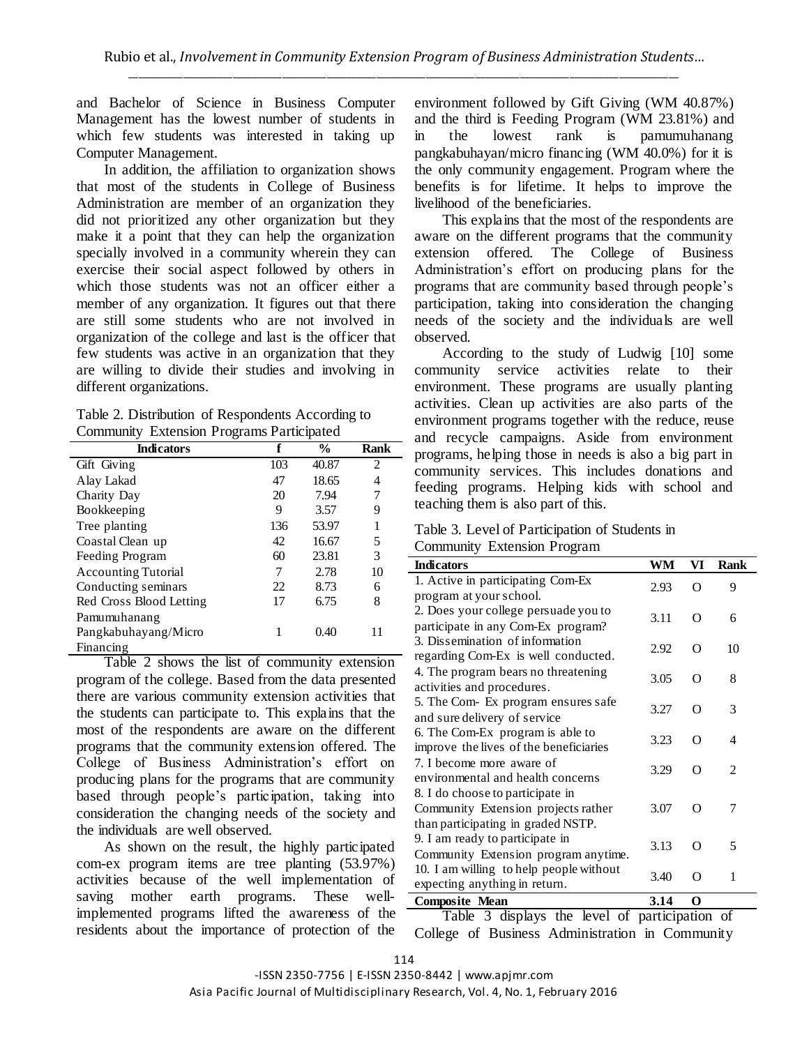and Bachelor of Science in Business Computer Management has the lowest number of students in which few students was interested in taking up Computer Management.

In addition, the affiliation to organization shows that most of the students in College of Business Administration are member of an organization they did not prioritized any other organization but they make it a point that they can help the organization specially involved in a community wherein they can exercise their social aspect followed by others in which those students was not an officer either a member of any organization. It figures out that there are still some students who are not involved in organization of the college and last is the officer that few students was active in an organization that they are willing to divide their studies and involving in different organizations.

Table 2. Distribution of Respondents According to Community Extension Programs Participated

| Indicators | f | % | Rank |
|---|---|---|---|
| Gift Giving | 103 | 40.87 | 2 |
| Alay Lakad | 47 | 18.65 | 4 |
| Charity Day | 20 | 7.94 | 7 |
| Bookkeeping | 9 | 3.57 | 9 |
| Tree planting | 136 | 53.97 | 1 |
| Coastal Clean up | 42 | 16.67 | 5 |
| Feeding Program | 60 | 23.81 | 3 |
| Accounting Tutorial | 7 | 2.78 | 10 |
| Conducting seminars | 22 | 8.73 | 6 |
| Red Cross Blood Letting | 17 | 6.75 | 8 |
| Pamumuhanang Pangkabuhayang/Micro Financing | 1 | 0.40 | 11 |

Table 2 shows the list of community extension program of the college. Based from the data presented there are various community extension activities that the students can participate to. This explains that the most of the respondents are aware on the different programs that the community extension offered. The College of Business Administration's effort on producing plans for the programs that are community based through people's participation, taking into consideration the changing needs of the society and the individuals are well observed.

As shown on the result, the highly participated com-ex program items are tree planting (53.97%) activities because of the well implementation of saving mother earth programs. These well-implemented programs lifted the awareness of the residents about the importance of protection of the environment followed by Gift Giving (WM 40.87%) and the third is Feeding Program (WM 23.81%) and in the lowest rank is pamumuhanang pangkabuhayan/micro financing (WM 40.0%) for it is the only community engagement. Program where the benefits is for lifetime. It helps to improve the livelihood of the beneficiaries.

This explains that the most of the respondents are aware on the different programs that the community extension offered. The College of Business Administration's effort on producing plans for the programs that are community based through people's participation, taking into consideration the changing needs of the society and the individuals are well observed.

According to the study of Ludwig [10] some community service activities relate to their environment. These programs are usually planting activities. Clean up activities are also parts of the environment programs together with the reduce, reuse and recycle campaigns. Aside from environment programs, helping those in needs is also a big part in community services. This includes donations and feeding programs. Helping kids with school and teaching them is also part of this.

Table 3. Level of Participation of Students in Community Extension Program

| Indicators | WM | VI | Rank |
|---|---|---|---|
| 1. Active in participating Com-Ex program at your school. | 2.93 | O | 9 |
| 2. Does your college persuade you to participate in any Com-Ex program? | 3.11 | O | 6 |
| 3. Dissemination of information regarding Com-Ex is well conducted. | 2.92 | O | 10 |
| 4. The program bears no threatening activities and procedures. | 3.05 | O | 8 |
| 5. The Com- Ex program ensures safe and sure delivery of service | 3.27 | O | 3 |
| 6. The Com-Ex program is able to improve the lives of the beneficiaries | 3.23 | O | 4 |
| 7. I become more aware of environmental and health concerns | 3.29 | O | 2 |
| 8. I do choose to participate in Community Extension projects rather than participating in graded NSTP. | 3.07 | O | 7 |
| 9. I am ready to participate in Community Extension program anytime. | 3.13 | O | 5 |
| 10. I am willing to help people without expecting anything in return. | 3.40 | O | 1 |
| **Composite Mean** | **3.14** | **O** | |

Table 3 displays the level of participation of College of Business Administration in Community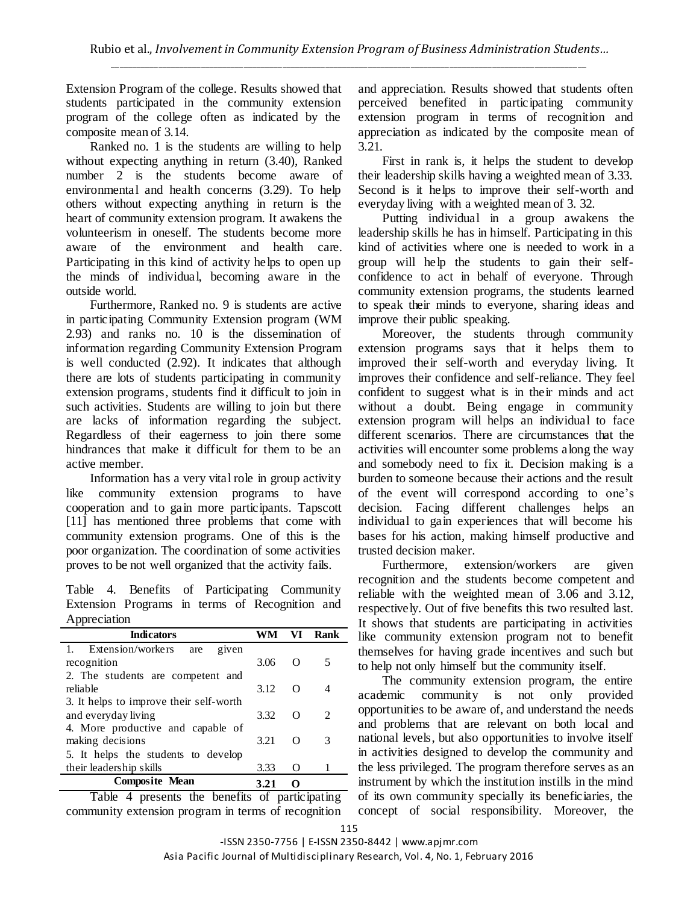Extension Program of the college. Results showed that students participated in the community extension program of the college often as indicated by the composite mean of 3.14.

Ranked no. 1 is the students are willing to help without expecting anything in return (3.40), Ranked number 2 is the students become aware of environmental and health concerns (3.29). To help others without expecting anything in return is the heart of community extension program. It awakens the volunteerism in oneself. The students become more aware of the environment and health care. Participating in this kind of activity helps to open up the minds of individual, becoming aware in the outside world.

Furthermore, Ranked no. 9 is students are active in participating Community Extension program (WM 2.93) and ranks no. 10 is the dissemination of information regarding Community Extension Program is well conducted (2.92). It indicates that although there are lots of students participating in community extension programs, students find it difficult to join in such activities. Students are willing to join but there are lacks of information regarding the subject. Regardless of their eagerness to join there some hindrances that make it difficult for them to be an active member.

Information has a very vital role in group activity like community extension programs to have cooperation and to gain more participants. Tapscott [11] has mentioned three problems that come with community extension programs. One of this is the poor organization. The coordination of some activities proves to be not well organized that the activity fails.

Table 4. Benefits of Participating Community Extension Programs in terms of Recognition and Appreciation

| Indicators | WM | VI | Rank |
|---|---|---|---|
| 1. Extension/workers are given recognition | 3.06 | O | 5 |
| 2. The students are competent and reliable | 3.12 | O | 4 |
| 3. It helps to improve their self-worth and everyday living | 3.32 | O | 2 |
| 4. More productive and capable of making decisions | 3.21 | O | 3 |
| 5. It helps the students to develop their leadership skills | 3.33 | O | 1 |
| **Composite Mean** | **3.21** | **O** | |

Table 4 presents the benefits of participating community extension program in terms of recognition and appreciation. Results showed that students often perceived benefited in participating community extension program in terms of recognition and appreciation as indicated by the composite mean of 3.21.

First in rank is, it helps the student to develop their leadership skills having a weighted mean of 3.33. Second is it helps to improve their self-worth and everyday living with a weighted mean of 3. 32.

Putting individual in a group awakens the leadership skills he has in himself. Participating in this kind of activities where one is needed to work in a group will help the students to gain their self-confidence to act in behalf of everyone. Through community extension programs, the students learned to speak their minds to everyone, sharing ideas and improve their public speaking.

Moreover, the students through community extension programs says that it helps them to improved their self-worth and everyday living. It improves their confidence and self-reliance. They feel confident to suggest what is in their minds and act without a doubt. Being engage in community extension program will helps an individual to face different scenarios. There are circumstances that the activities will encounter some problems along the way and somebody need to fix it. Decision making is a burden to someone because their actions and the result of the event will correspond according to one's decision. Facing different challenges helps an individual to gain experiences that will become his bases for his action, making himself productive and trusted decision maker.

Furthermore, extension/workers are given recognition and the students become competent and reliable with the weighted mean of 3.06 and 3.12, respectively. Out of five benefits this two resulted last. It shows that students are participating in activities like community extension program not to benefit themselves for having grade incentives and such but to help not only himself but the community itself.

The community extension program, the entire academic community is not only provided opportunities to be aware of, and understand the needs and problems that are relevant on both local and national levels, but also opportunities to involve itself in activities designed to develop the community and the less privileged. The program therefore serves as an instrument by which the institution instills in the mind of its own community specially its beneficiaries, the concept of social responsibility. Moreover, the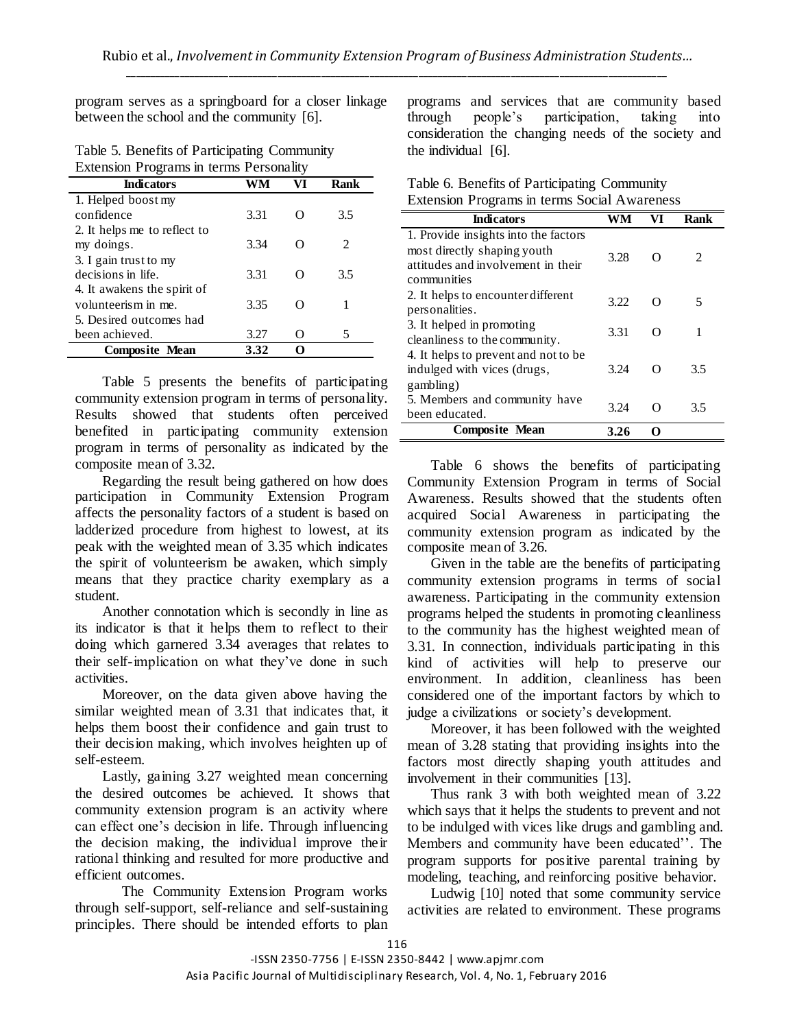program serves as a springboard for a closer linkage between the school and the community [6].

Table 5. Benefits of Participating Community Extension Programs in terms Personality

| Indicators | WM | VI | Rank |
|---|---|---|---|
| 1. Helped boost my confidence | 3.31 | O | 3.5 |
| 2. It helps me to reflect to my doings. | 3.34 | O | 2 |
| 3. I gain trust to my decisions in life. | 3.31 | O | 3.5 |
| 4. It awakens the spirit of volunteerism in me. | 3.35 | O | 1 |
| 5. Desired outcomes had been achieved. | 3.27 | O | 5 |
| **Composite Mean** | **3.32** | **O** | |

Table 5 presents the benefits of participating community extension program in terms of personality. Results showed that students often perceived benefited in participating community extension program in terms of personality as indicated by the composite mean of 3.32.

Regarding the result being gathered on how does participation in Community Extension Program affects the personality factors of a student is based on ladderized procedure from highest to lowest, at its peak with the weighted mean of 3.35 which indicates the spirit of volunteerism be awaken, which simply means that they practice charity exemplary as a student.

Another connotation which is secondly in line as its indicator is that it helps them to reflect to their doing which garnered 3.34 averages that relates to their self-implication on what they've done in such activities.

Moreover, on the data given above having the similar weighted mean of 3.31 that indicates that, it helps them boost their confidence and gain trust to their decision making, which involves heighten up of self-esteem.

Lastly, gaining 3.27 weighted mean concerning the desired outcomes be achieved. It shows that community extension program is an activity where can effect one's decision in life. Through influencing the decision making, the individual improve their rational thinking and resulted for more productive and efficient outcomes.

The Community Extension Program works through self-support, self-reliance and self-sustaining principles. There should be intended efforts to plan programs and services that are community based through people's participation, taking into consideration the changing needs of the society and the individual [6].

Table 6. Benefits of Participating Community Extension Programs in terms Social Awareness

| Indicators | WM | VI | Rank |
|---|---|---|---|
| 1. Provide insights into the factors most directly shaping youth attitudes and involvement in their communities | 3.28 | O | 2 |
| 2. It helps to encounter different personalities. | 3.22 | O | 5 |
| 3. It helped in promoting cleanliness to the community. | 3.31 | O | 1 |
| 4. It helps to prevent and not to be indulged with vices (drugs, gambling) | 3.24 | O | 3.5 |
| 5. Members and community have been educated. | 3.24 | O | 3.5 |
| **Composite Mean** | **3.26** | **O** | |

Table 6 shows the benefits of participating Community Extension Program in terms of Social Awareness. Results showed that the students often acquired Social Awareness in participating the community extension program as indicated by the composite mean of 3.26.

Given in the table are the benefits of participating community extension programs in terms of social awareness. Participating in the community extension programs helped the students in promoting cleanliness to the community has the highest weighted mean of 3.31. In connection, individuals participating in this kind of activities will help to preserve our environment. In addition, cleanliness has been considered one of the important factors by which to judge a civilizations or society's development.

Moreover, it has been followed with the weighted mean of 3.28 stating that providing insights into the factors most directly shaping youth attitudes and involvement in their communities [13].

Thus rank 3 with both weighted mean of 3.22 which says that it helps the students to prevent and not to be indulged with vices like drugs and gambling and. Members and community have been educated''. The program supports for positive parental training by modeling, teaching, and reinforcing positive behavior.

Ludwig [10] noted that some community service activities are related to environment. These programs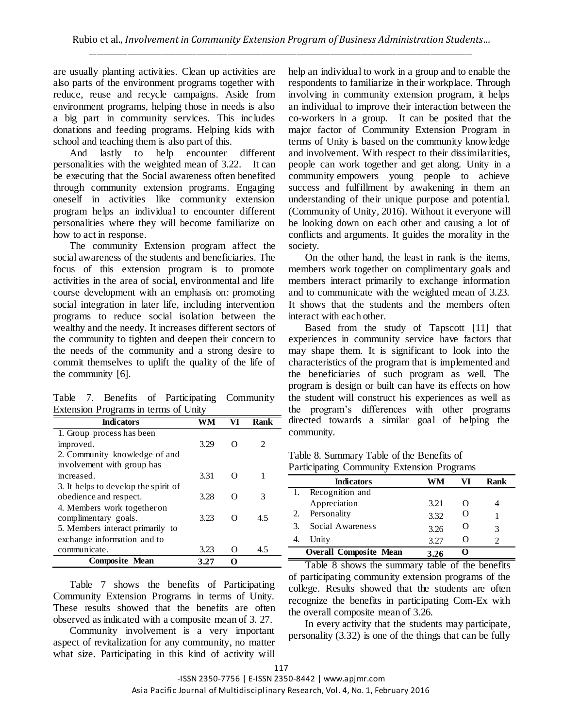are usually planting activities. Clean up activities are also parts of the environment programs together with reduce, reuse and recycle campaigns. Aside from environment programs, helping those in needs is also a big part in community services. This includes donations and feeding programs. Helping kids with school and teaching them is also part of this.

And lastly to help encounter different personalities with the weighted mean of 3.22. It can be executing that the Social awareness often benefited through community extension programs. Engaging oneself in activities like community extension program helps an individual to encounter different personalities where they will become familiarize on how to act in response.

The community Extension program affect the social awareness of the students and beneficiaries. The focus of this extension program is to promote activities in the area of social, environmental and life course development with an emphasis on: promoting social integration in later life, including intervention programs to reduce social isolation between the wealthy and the needy. It increases different sectors of the community to tighten and deepen their concern to the needs of the community and a strong desire to commit themselves to uplift the quality of the life of the community [6].

Table 7. Benefits of Participating Community Extension Programs in terms of Unity

| Indicators | WM | VI | Rank |
|---|---|---|---|
| 1. Group process has been improved. | 3.29 | O | 2 |
| 2. Community knowledge of and involvement with group has increased. | 3.31 | O | 1 |
| 3. It helps to develop the spirit of obedience and respect. | 3.28 | O | 3 |
| 4. Members work together on complimentary goals. | 3.23 | O | 4.5 |
| 5. Members interact primarily to exchange information and to communicate. | 3.23 | O | 4.5 |
| **Composite Mean** | **3.27** | **O** | |

Table 7 shows the benefits of Participating Community Extension Programs in terms of Unity. These results showed that the benefits are often observed as indicated with a composite mean of 3. 27.

Community involvement is a very important aspect of revitalization for any community, no matter what size. Participating in this kind of activity will help an individual to work in a group and to enable the respondents to familiarize in their workplace. Through involving in community extension program, it helps an individual to improve their interaction between the co-workers in a group. It can be posited that the major factor of Community Extension Program in terms of Unity is based on the community knowledge and involvement. With respect to their dissimilarities, people can work together and get along. Unity in a community empowers young people to achieve success and fulfillment by awakening in them an understanding of their unique purpose and potential. (Community of Unity, 2016). Without it everyone will be looking down on each other and causing a lot of conflicts and arguments. It guides the morality in the society.

On the other hand, the least in rank is the items, members work together on complimentary goals and members interact primarily to exchange information and to communicate with the weighted mean of 3.23. It shows that the students and the members often interact with each other.

Based from the study of Tapscott [11] that experiences in community service have factors that may shape them. It is significant to look into the characteristics of the program that is implemented and the beneficiaries of such program as well. The program is design or built can have its effects on how the student will construct his experiences as well as the program's differences with other programs directed towards a similar goal of helping the community.

Table 8. Summary Table of the Benefits of Participating Community Extension Programs

| Indicators | WM | VI | Rank |
|---|---|---|---|
| 1. Recognition and Appreciation | 3.21 | O | 4 |
| 2. Personality | 3.32 | O | 1 |
| 3. Social Awareness | 3.26 | O | 3 |
| 4. Unity | 3.27 | O | 2 |
| **Overall Composite Mean** | **3.26** | **O** | |

Table 8 shows the summary table of the benefits of participating community extension programs of the college. Results showed that the students are often recognize the benefits in participating Com-Ex with the overall composite mean of 3.26.

In every activity that the students may participate, personality (3.32) is one of the things that can be fully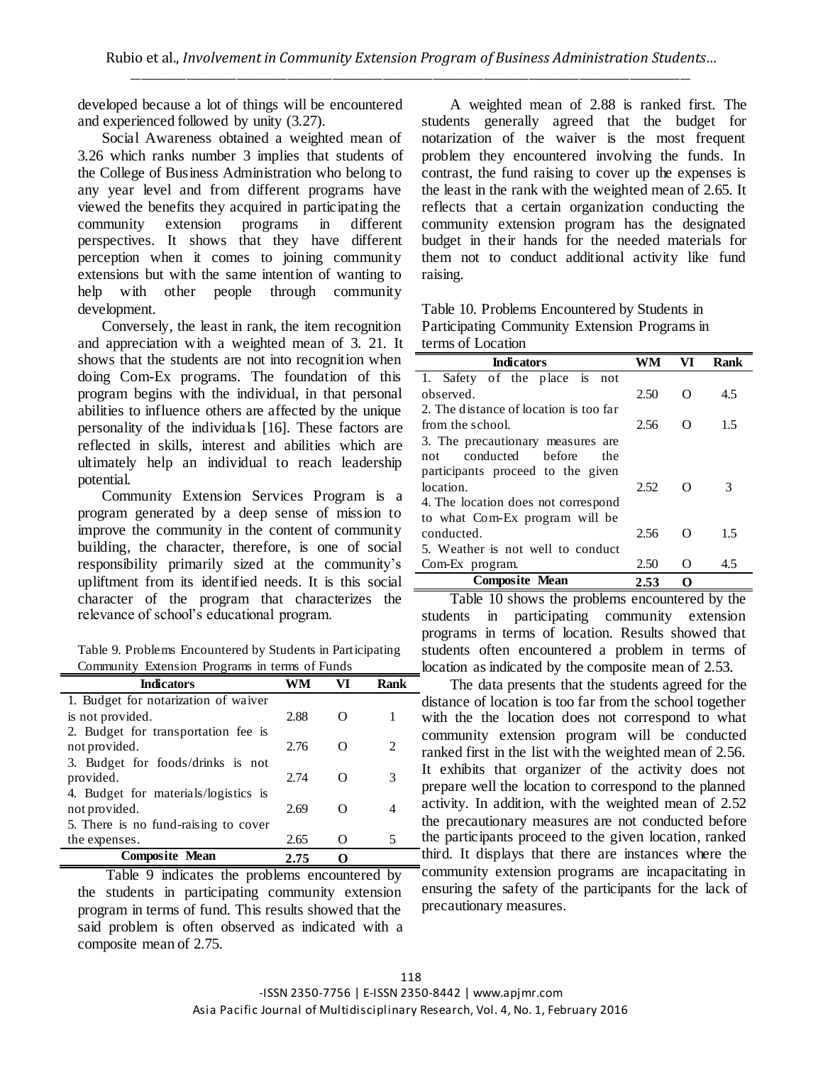developed because a lot of things will be encountered and experienced followed by unity (3.27).

Social Awareness obtained a weighted mean of 3.26 which ranks number 3 implies that students of the College of Business Administration who belong to any year level and from different programs have viewed the benefits they acquired in participating the community extension programs in different perspectives. It shows that they have different perception when it comes to joining community extensions but with the same intention of wanting to help with other people through community development.

Conversely, the least in rank, the item recognition and appreciation with a weighted mean of 3. 21. It shows that the students are not into recognition when doing Com-Ex programs. The foundation of this program begins with the individual, in that personal abilities to influence others are affected by the unique personality of the individuals [16]. These factors are reflected in skills, interest and abilities which are ultimately help an individual to reach leadership potential.

Community Extension Services Program is a program generated by a deep sense of mission to improve the community in the content of community building, the character, therefore, is one of social responsibility primarily sized at the community's upliftment from its identified needs. It is this social character of the program that characterizes the relevance of school's educational program.

Table 9. Problems Encountered by Students in Participating Community Extension Programs in terms of Funds

| Indicators | WM | VI | Rank |
|---|---|---|---|
| 1. Budget for notarization of waiver is not provided. | 2.88 | O | 1 |
| 2. Budget for transportation fee is not provided. | 2.76 | O | 2 |
| 3. Budget for foods/drinks is not provided. | 2.74 | O | 3 |
| 4. Budget for materials/logistics is not provided. | 2.69 | O | 4 |
| 5. There is no fund-raising to cover the expenses. | 2.65 | O | 5 |
| **Composite Mean** | **2.75** | **O** | |

Table 9 indicates the problems encountered by the students in participating community extension program in terms of fund. This results showed that the said problem is often observed as indicated with a composite mean of 2.75.

A weighted mean of 2.88 is ranked first. The students generally agreed that the budget for notarization of the waiver is the most frequent problem they encountered involving the funds. In contrast, the fund raising to cover up the expenses is the least in the rank with the weighted mean of 2.65. It reflects that a certain organization conducting the community extension program has the designated budget in their hands for the needed materials for them not to conduct additional activity like fund raising.

Table 10. Problems Encountered by Students in Participating Community Extension Programs in terms of Location

| Indicators | WM | VI | Rank |
|---|---|---|---|
| 1. Safety of the place is not observed. | 2.50 | O | 4.5 |
| 2. The distance of location is too far from the school. | 2.56 | O | 1.5 |
| 3. The precautionary measures are not conducted before the participants proceed to the given location. | 2.52 | O | 3 |
| 4. The location does not correspond to what Com-Ex program will be conducted. | 2.56 | O | 1.5 |
| 5. Weather is not well to conduct Com-Ex program. | 2.50 | O | 4.5 |
| **Composite Mean** | **2.53** | **O** | |

Table 10 shows the problems encountered by the students in participating community extension programs in terms of location. Results showed that students often encountered a problem in terms of location as indicated by the composite mean of 2.53.

The data presents that the students agreed for the distance of location is too far from the school together with the the location does not correspond to what community extension program will be conducted ranked first in the list with the weighted mean of 2.56. It exhibits that organizer of the activity does not prepare well the location to correspond to the planned activity. In addition, with the weighted mean of 2.52 the precautionary measures are not conducted before the participants proceed to the given location, ranked third. It displays that there are instances where the community extension programs are incapacitating in ensuring the safety of the participants for the lack of precautionary measures.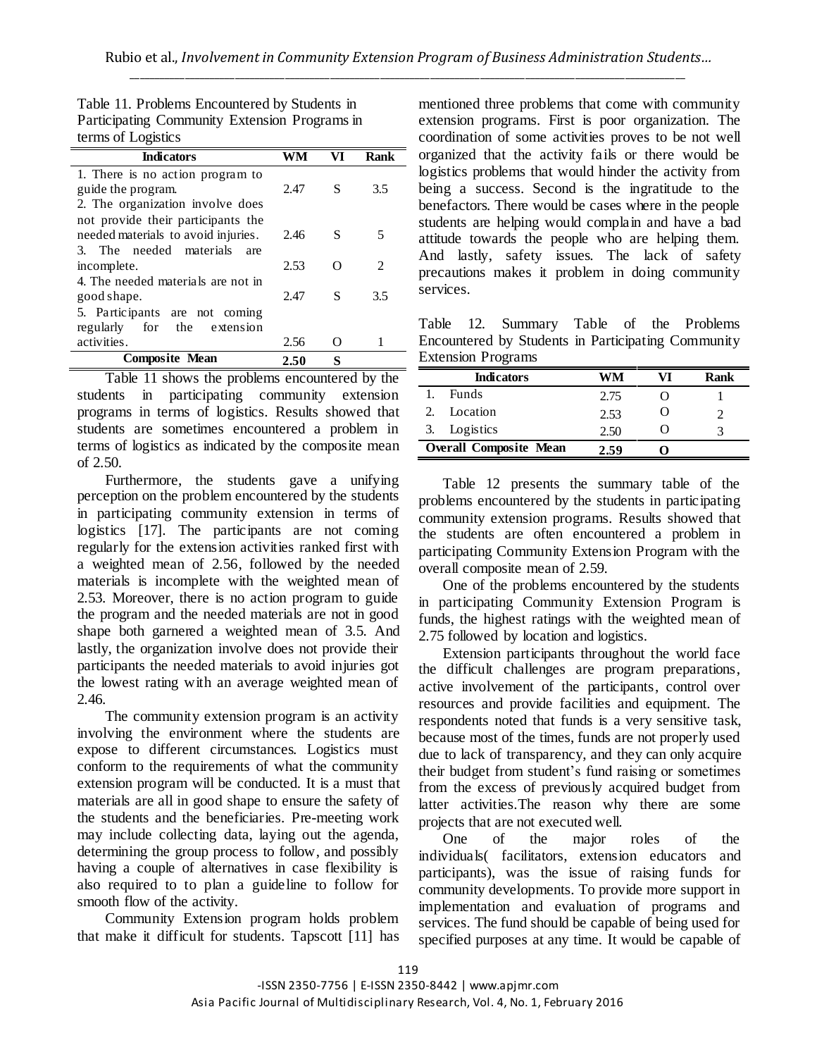Table 11. Problems Encountered by Students in Participating Community Extension Programs in terms of Logistics

| Indicators | WM | VI | Rank |
|---|---|---|---|
| 1. There is no action program to guide the program. | 2.47 | S | 3.5 |
| 2. The organization involve does not provide their participants the needed materials to avoid injuries. | 2.46 | S | 5 |
| 3. The needed materials are incomplete. | 2.53 | O | 2 |
| 4. The needed materials are not in good shape. | 2.47 | S | 3.5 |
| 5. Participants are not coming regularly for the extension activities. | 2.56 | O | 1 |
| **Composite Mean** | **2.50** | **S** | |

Table 11 shows the problems encountered by the students in participating community extension programs in terms of logistics. Results showed that students are sometimes encountered a problem in terms of logistics as indicated by the composite mean of 2.50.

Furthermore, the students gave a unifying perception on the problem encountered by the students in participating community extension in terms of logistics [17]. The participants are not coming regularly for the extension activities ranked first with a weighted mean of 2.56, followed by the needed materials is incomplete with the weighted mean of 2.53. Moreover, there is no action program to guide the program and the needed materials are not in good shape both garnered a weighted mean of 3.5. And lastly, the organization involve does not provide their participants the needed materials to avoid injuries got the lowest rating with an average weighted mean of 2.46.

The community extension program is an activity involving the environment where the students are expose to different circumstances. Logistics must conform to the requirements of what the community extension program will be conducted. It is a must that materials are all in good shape to ensure the safety of the students and the beneficiaries. Pre-meeting work may include collecting data, laying out the agenda, determining the group process to follow, and possibly having a couple of alternatives in case flexibility is also required to to plan a guideline to follow for smooth flow of the activity.

Community Extension program holds problem that make it difficult for students. Tapscott [11] has mentioned three problems that come with community extension programs. First is poor organization. The coordination of some activities proves to be not well organized that the activity fails or there would be logistics problems that would hinder the activity from being a success. Second is the ingratitude to the benefactors. There would be cases where in the people students are helping would complain and have a bad attitude towards the people who are helping them. And lastly, safety issues. The lack of safety precautions makes it problem in doing community services.

Table 12. Summary Table of the Problems Encountered by Students in Participating Community Extension Programs

| Indicators | WM | VI | Rank |
|---|---|---|---|
| 1. Funds | 2.75 | O | 1 |
| 2. Location | 2.53 | O | 2 |
| 3. Logistics | 2.50 | O | 3 |
| **Overall Composite Mean** | **2.59** | **O** | |

Table 12 presents the summary table of the problems encountered by the students in participating community extension programs. Results showed that the students are often encountered a problem in participating Community Extension Program with the overall composite mean of 2.59.

One of the problems encountered by the students in participating Community Extension Program is funds, the highest ratings with the weighted mean of 2.75 followed by location and logistics.

Extension participants throughout the world face the difficult challenges are program preparations, active involvement of the participants, control over resources and provide facilities and equipment. The respondents noted that funds is a very sensitive task, because most of the times, funds are not properly used due to lack of transparency, and they can only acquire their budget from student's fund raising or sometimes from the excess of previously acquired budget from latter activities.The reason why there are some projects that are not executed well.

One of the major roles of the individuals( facilitators, extension educators and participants), was the issue of raising funds for community developments. To provide more support in implementation and evaluation of programs and services. The fund should be capable of being used for specified purposes at any time. It would be capable of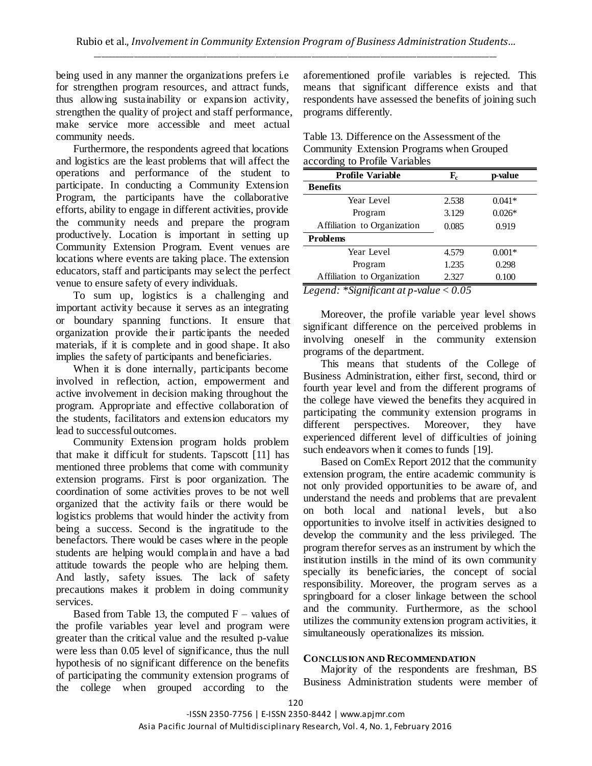being used in any manner the organizations prefers i.e for strengthen program resources, and attract funds, thus allowing sustainability or expansion activity, strengthen the quality of project and staff performance, make service more accessible and meet actual community needs.

Furthermore, the respondents agreed that locations and logistics are the least problems that will affect the operations and performance of the student to participate. In conducting a Community Extension Program, the participants have the collaborative efforts, ability to engage in different activities, provide the community needs and prepare the program productively. Location is important in setting up Community Extension Program. Event venues are locations where events are taking place. The extension educators, staff and participants may select the perfect venue to ensure safety of every individuals.

To sum up, logistics is a challenging and important activity because it serves as an integrating or boundary spanning functions. It ensure that organization provide their participants the needed materials, if it is complete and in good shape. It also implies the safety of participants and beneficiaries.

When it is done internally, participants become involved in reflection, action, empowerment and active involvement in decision making throughout the program. Appropriate and effective collaboration of the students, facilitators and extension educators my lead to successful outcomes.

Community Extension program holds problem that make it difficult for students. Tapscott [11] has mentioned three problems that come with community extension programs. First is poor organization. The coordination of some activities proves to be not well organized that the activity fails or there would be logistics problems that would hinder the activity from being a success. Second is the ingratitude to the benefactors. There would be cases where in the people students are helping would complain and have a bad attitude towards the people who are helping them. And lastly, safety issues. The lack of safety precautions makes it problem in doing community services.

Based from Table 13, the computed F – values of the profile variables year level and program were greater than the critical value and the resulted p-value were less than 0.05 level of significance, thus the null hypothesis of no significant difference on the benefits of participating the community extension programs of the college when grouped according to the aforementioned profile variables is rejected. This means that significant difference exists and that respondents have assessed the benefits of joining such programs differently.

Table 13. Difference on the Assessment of the Community Extension Programs when Grouped according to Profile Variables

| Profile Variable | $F_c$ | p-value |
|---|---|---|
| **Benefits** | | |
| Year Level | 2.538 | 0.041* |
| Program | 3.129 | 0.026* |
| Affiliation to Organization | 0.085 | 0.919 |
| **Problems** | | |
| Year Level | 4.579 | 0.001* |
| Program | 1.235 | 0.298 |
| Affiliation to Organization | 2.327 | 0.100 |

*Legend: \*Significant at p-value < 0.05*

Moreover, the profile variable year level shows significant difference on the perceived problems in involving oneself in the community extension programs of the department.

This means that students of the College of Business Administration, either first, second, third or fourth year level and from the different programs of the college have viewed the benefits they acquired in participating the community extension programs in different perspectives. Moreover, they have experienced different level of difficulties of joining such endeavors when it comes to funds [19].

Based on ComEx Report 2012 that the community extension program, the entire academic community is not only provided opportunities to be aware of, and understand the needs and problems that are prevalent on both local and national levels, but also opportunities to involve itself in activities designed to develop the community and the less privileged. The program therefor serves as an instrument by which the institution instills in the mind of its own community specially its beneficiaries, the concept of social responsibility. Moreover, the program serves as a springboard for a closer linkage between the school and the community. Furthermore, as the school utilizes the community extension program activities, it simultaneously operationalizes its mission.

## CONCLUSION AND RECOMMENDATION

Majority of the respondents are freshman, BS Business Administration students were member of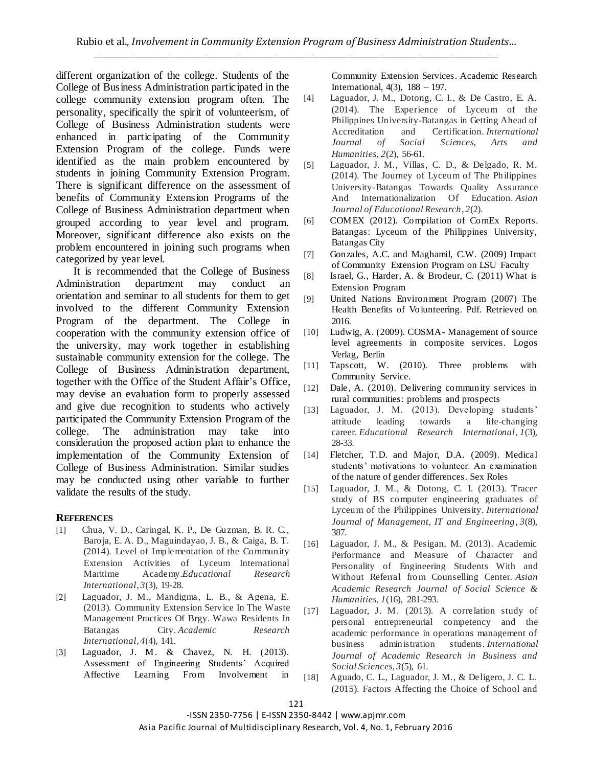different organization of the college. Students of the College of Business Administration participated in the college community extension program often. The personality, specifically the spirit of volunteerism, of College of Business Administration students were enhanced in participating of the Community Extension Program of the college. Funds were identified as the main problem encountered by students in joining Community Extension Program. There is significant difference on the assessment of benefits of Community Extension Programs of the College of Business Administration department when grouped according to year level and program. Moreover, significant difference also exists on the problem encountered in joining such programs when categorized by year level.

It is recommended that the College of Business Administration department may conduct an orientation and seminar to all students for them to get involved to the different Community Extension Program of the department. The College in cooperation with the community extension office of the university, may work together in establishing sustainable community extension for the college. The College of Business Administration department, together with the Office of the Student Affair's Office, may devise an evaluation form to properly assessed and give due recognition to students who actively participated the Community Extension Program of the college. The administration may take into consideration the proposed action plan to enhance the implementation of the Community Extension of College of Business Administration. Similar studies may be conducted using other variable to further validate the results of the study.

## REFERENCES

[1] Chua, V. D., Caringal, K. P., De Guzman, B. R. C., Baroja, E. A. D., Maguindayao, J. B., & Caiga, B. T. (2014). Level of Implementation of the Community Extension Activities of Lyceum International Maritime Academy.*Educational Research International*, *3*(3), 19-28.

[2] Laguador, J. M., Mandigma, L. B., & Agena, E. (2013). Community Extension Service In The Waste Management Practices Of Brgy. Wawa Residents In Batangas City. *Academic Research International*, *4*(4), 141.

[3] Laguador, J. M. & Chavez, N. H. (2013). Assessment of Engineering Students' Acquired Affective Learning From Involvement in Community Extension Services. Academic Research International, 4(3), 188 – 197.

[4] Laguador, J. M., Dotong, C. I., & De Castro, E. A. (2014). The Experience of Lyceum of the Philippines University-Batangas in Getting Ahead of Accreditation and Certification. *International Journal of Social Sciences, Arts and Humanities*, *2*(2), 56-61.

[5] Laguador, J. M., Villas, C. D., & Delgado, R. M. (2014). The Journey of Lyceum of The Philippines University-Batangas Towards Quality Assurance And Internationalization Of Education. *Asian Journal of Educational Research*, *2*(2).

[6] COMEX (2012). Compilation of ComEx Reports. Batangas: Lyceum of the Philippines University, Batangas City

[7] Gonzales, A.C. and Maghamil, C.W. (2009) Impact of Community Extension Program on LSU Faculty

[8] Israel, G., Harder, A. & Brodeur, C. (2011) What is Extension Program

[9] United Nations Environment Program (2007) The Health Benefits of Volunteering. Pdf. Retrieved on 2016.

[10] Ludwig, A. (2009). COSMA- Management of source level agreements in composite services. Logos Verlag, Berlin

[11] Tapscott, W. (2010). Three problems with Community Service.

[12] Dale, A. (2010). Delivering community services in rural communities: problems and prospects

[13] Laguador, J. M. (2013). Developing students' attitude leading towards a life-changing career. *Educational Research International*, *1*(3), 28-33.

[14] Fletcher, T.D. and Major, D.A. (2009). Medical students' motivations to volunteer. An examination of the nature of gender differences. Sex Roles

[15] Laguador, J. M., & Dotong, C. I. (2013). Tracer study of BS computer engineering graduates of Lyceum of the Philippines University. *International Journal of Management, IT and Engineering*, *3*(8), 387.

[16] Laguador, J. M., & Pesigan, M. (2013). Academic Performance and Measure of Character and Personality of Engineering Students With and Without Referral from Counselling Center. *Asian Academic Research Journal of Social Science & Humanities*, *1*(16), 281-293.

[17] Laguador, J. M. (2013). A correlation study of personal entrepreneurial competency and the academic performance in operations management of business administration students. *International Journal of Academic Research in Business and Social Sciences*, *3*(5), 61.

[18] Aguado, C. L., Laguador, J. M., & Deligero, J. C. L. (2015). Factors Affecting the Choice of School and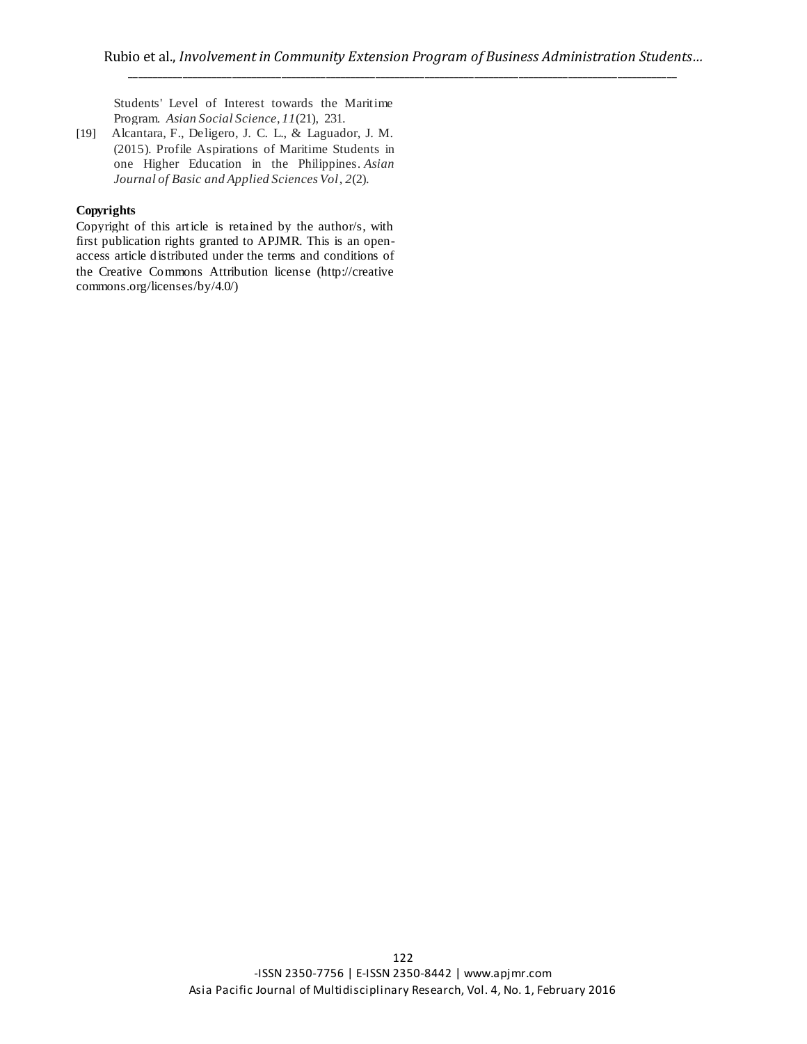Students' Level of Interest towards the Maritime Program. *Asian Social Science*, *11*(21), 231.

[19] Alcantara, F., Deligero, J. C. L., & Laguador, J. M. (2015). Profile Aspirations of Maritime Students in one Higher Education in the Philippines. *Asian Journal of Basic and Applied Sciences Vol*, *2*(2).

**Copyrights**

Copyright of this article is retained by the author/s, with first publication rights granted to APJMR. This is an open-access article distributed under the terms and conditions of the Creative Commons Attribution license (http://creative commons.org/licenses/by/4.0/)